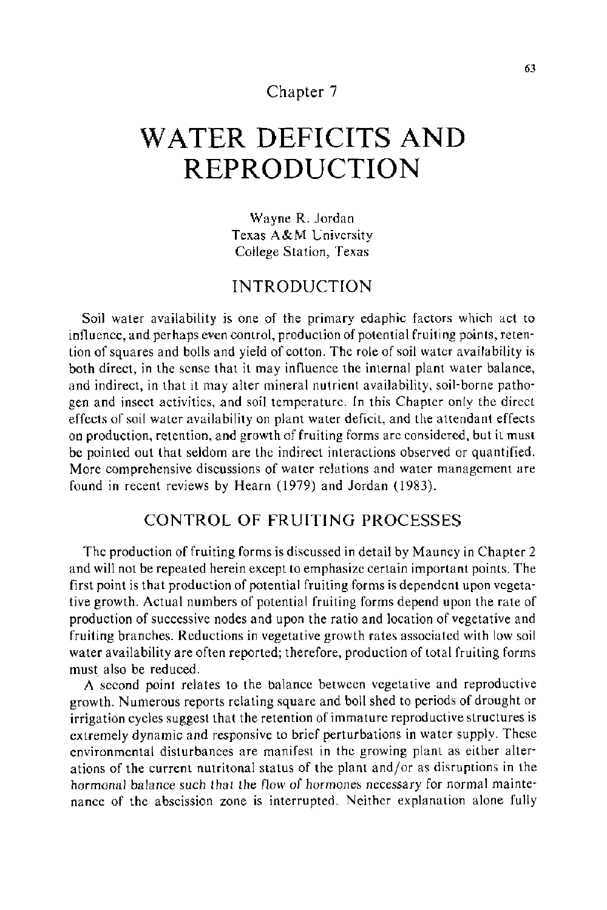Chapter 7

# WATER DEFICITS AND REPRODUCTION

Wayne R. Jordan
Texas A&M University
College Station, Texas

## INTRODUCTION

Soil water availability is one of the primary edaphic factors which act to influence, and perhaps even control, production of potential fruiting points, retention of squares and bolls and yield of cotton. The role of soil water availability is both direct, in the sense that it may influence the internal plant water balance, and indirect, in that it may alter mineral nutrient availability, soil-borne pathogen and insect activities, and soil temperature. In this Chapter only the direct effects of soil water availability on plant water deficit, and the attendant effects on production, retention, and growth of fruiting forms are considered, but it must be pointed out that seldom are the indirect interactions observed or quantified. More comprehensive discussions of water relations and water management are found in recent reviews by Hearn (1979) and Jordan (1983).

## CONTROL OF FRUITING PROCESSES

The production of fruiting forms is discussed in detail by Mauney in Chapter 2 and will not be repeated herein except to emphasize certain important points. The first point is that production of potential fruiting forms is dependent upon vegetative growth. Actual numbers of potential fruiting forms depend upon the rate of production of successive nodes and upon the ratio and location of vegetative and fruiting branches. Reductions in vegetative growth rates associated with low soil water availability are often reported; therefore, production of total fruiting forms must also be reduced.

A second point relates to the balance between vegetative and reproductive growth. Numerous reports relating square and boll shed to periods of drought or irrigation cycles suggest that the retention of immature reproductive structures is extremely dynamic and responsive to brief perturbations in water supply. These environmental disturbances are manifest in the growing plant as either alterations of the current nutritonal status of the plant and/or as disruptions in the hormonal balance such that the flow of hormones necessary for normal maintenance of the abscission zone is interrupted. Neither explanation alone fully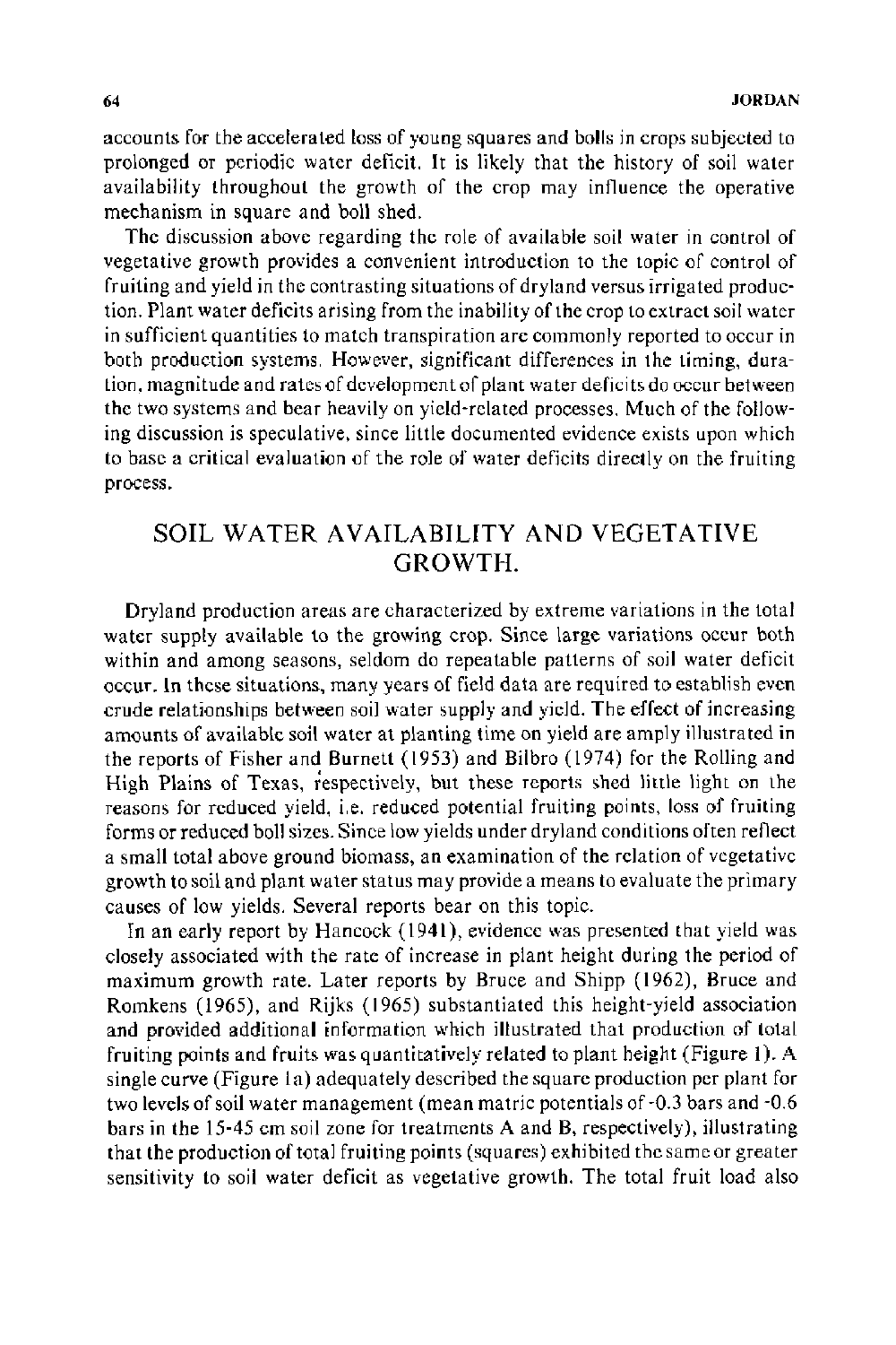accounts for the accelerated loss of young squares and bolls in crops subjected to prolonged or periodic water deficit. It is likely that the history of soil water availability throughout the growth of the crop may influence the operative mechanism in square and boll shed.

The discussion above regarding the role of available soil water in control of vegetative growth provides a convenient introduction to the topic of control of fruiting and yield in the contrasting situations of dryland versus irrigated production. Plant water deficits arising from the inability of the crop to extract soil water in sufficient quantities to match transpiration are commonly reported to occur in both production systems. However, significant differences in the timing, duration, magnitude and rates of development of plant water deficits do occur between the two systems and bear heavily on yield-related processes. Much of the following discussion is speculative, since little documented evidence exists upon which to base a critical evaluation of the role of water deficits directly on the fruiting process.

## SOIL WATER AVAILABILITY AND VEGETATIVE GROWTH.

Dryland production areas are characterized by extreme variations in the total water supply available to the growing crop. Since large variations occur both within and among seasons, seldom do repeatable patterns of soil water deficit occur. In these situations, many years of field data are required to establish even crude relationships between soil water supply and yield. The effect of increasing amounts of available soil water at planting time on yield are amply illustrated in the reports of Fisher and Burnett (1953) and Bilbro (1974) for the Rolling and High Plains of Texas, respectively, but these reports shed little light on the reasons for reduced yield, i.e. reduced potential fruiting points, loss of fruiting forms or reduced boll sizes. Since low yields under dryland conditions often reflect a small total above ground biomass, an examination of the relation of vegetative growth to soil and plant water status may provide a means to evaluate the primary causes of low yields. Several reports bear on this topic.

In an early report by Hancock (1941), evidence was presented that yield was closely associated with the rate of increase in plant height during the period of maximum growth rate. Later reports by Bruce and Shipp (1962), Bruce and Romkens (1965), and Rijks (1965) substantiated this height-yield association and provided additional information which illustrated that production of total fruiting points and fruits was quantitatively related to plant height (Figure 1). A single curve (Figure 1a) adequately described the square production per plant for two levels of soil water management (mean matric potentials of -0.3 bars and -0.6 bars in the 15-45 cm soil zone for treatments A and B, respectively), illustrating that the production of total fruiting points (squares) exhibited the same or greater sensitivity to soil water deficit as vegetative growth. The total fruit load also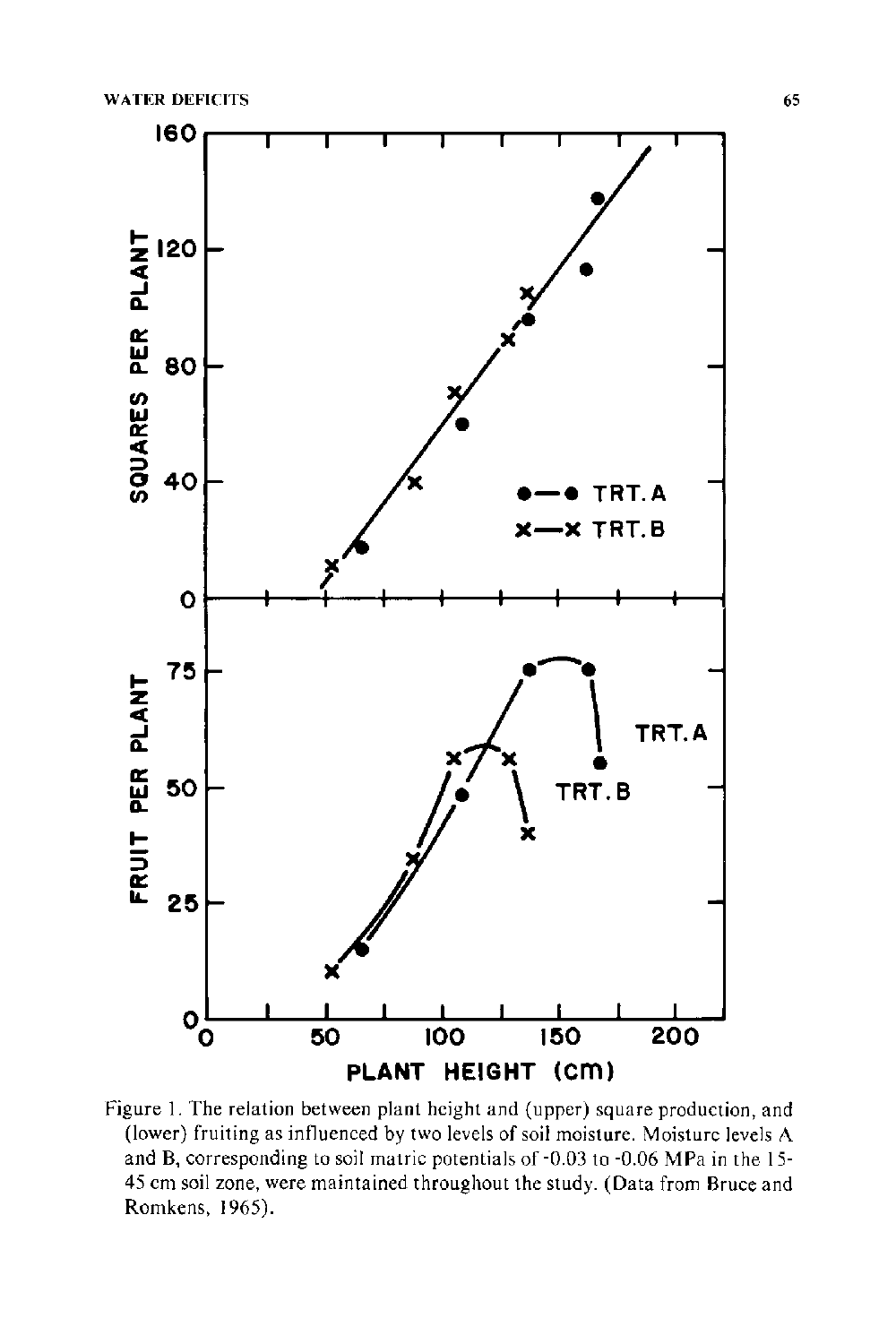Figure 1. The relation between plant height and (upper) square production, and (lower) fruiting as influenced by two levels of soil moisture. Moisture levels A and B, corresponding to soil matric potentials of -0.03 to -0.06 MPa in the 15-45 cm soil zone, were maintained throughout the study. (Data from Bruce and Romkens, 1965).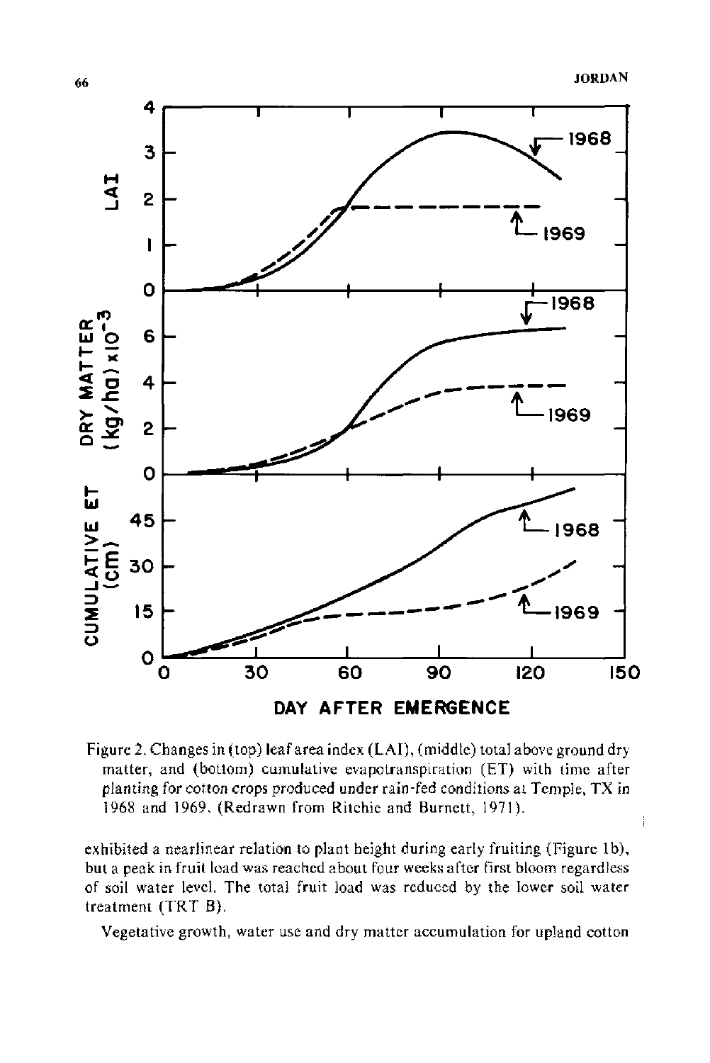Figure 2. Changes in (top) leaf area index (LAI), (middle) total above ground dry matter, and (bottom) cumulative evapotranspiration (ET) with time after planting for cotton crops produced under rain-fed conditions at Temple, TX in 1968 and 1969. (Redrawn from Ritchie and Burnett, 1971).

exhibited a nearlinear relation to plant height during early fruiting (Figure 1b), but a peak in fruit load was reached about four weeks after first bloom regardless of soil water level. The total fruit load was reduced by the lower soil water treatment (TRT B).

Vegetative growth, water use and dry matter accumulation for upland cotton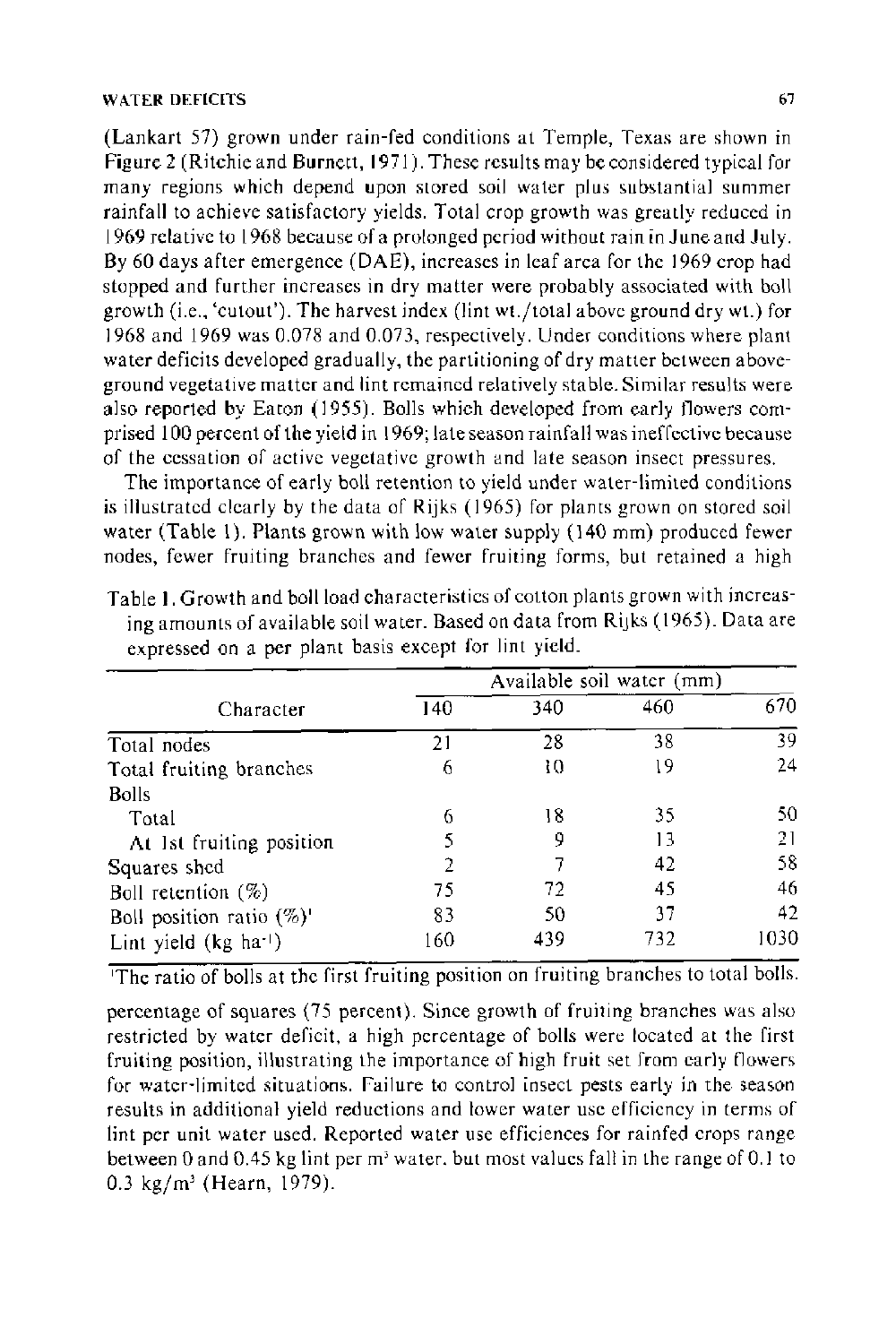(Lankart 57) grown under rain-fed conditions at Temple, Texas are shown in Figure 2 (Ritchie and Burnett, 1971). These results may be considered typical for many regions which depend upon stored soil water plus substantial summer rainfall to achieve satisfactory yields. Total crop growth was greatly reduced in 1969 relative to 1968 because of a prolonged period without rain in June and July. By 60 days after emergence (DAE), increases in leaf area for the 1969 crop had stopped and further increases in dry matter were probably associated with boll growth (i.e., 'cutout'). The harvest index (lint wt./total above ground dry wt.) for 1968 and 1969 was 0.078 and 0.073, respectively. Under conditions where plant water deficits developed gradually, the partitioning of dry matter between aboveground vegetative matter and lint remained relatively stable. Similar results were also reported by Eaton (1955). Bolls which developed from early flowers comprised 100 percent of the yield in 1969; late season rainfall was ineffective because of the cessation of active vegetative growth and late season insect pressures.

The importance of early boll retention to yield under water-limited conditions is illustrated clearly by the data of Rijks (1965) for plants grown on stored soil water (Table 1). Plants grown with low water supply (140 mm) produced fewer nodes, fewer fruiting branches and fewer fruiting forms, but retained a high percentage of squares (75 percent). Since growth of fruiting branches was also restricted by water deficit, a high percentage of bolls were located at the first fruiting position, illustrating the importance of high fruit set from early flowers for water-limited situations. Failure to control insect pests early in the season results in additional yield reductions and lower water use efficiency in terms of lint per unit water used. Reported water use efficiences for rainfed crops range between 0 and 0.45 kg lint per m$^3$ water, but most values fall in the range of 0.1 to 0.3 kg/m$^3$ (Hearn, 1979).

Table 1. Growth and boll load characteristics of cotton plants grown with increasing amounts of available soil water. Based on data from Rijks (1965). Data are expressed on a per plant basis except for lint yield.

| Character | Available soil water (mm) | | | |
|---|---|---|---|---|
| | 140 | 340 | 460 | 670 |
| Total nodes | 21 | 28 | 38 | 39 |
| Total fruiting branches | 6 | 10 | 19 | 24 |
| Bolls | | | | |
| Total | 6 | 18 | 35 | 50 |
| At 1st fruiting position | 5 | 9 | 13 | 21 |
| Squares shed | 2 | 7 | 42 | 58 |
| Boll retention (%) | 75 | 72 | 45 | 46 |
| Boll position ratio (%)[1] | 83 | 50 | 37 | 42 |
| Lint yield (kg ha$^{-1}$) | 160 | 439 | 732 | 1030 |

[1]The ratio of bolls at the first fruiting position on fruiting branches to total bolls.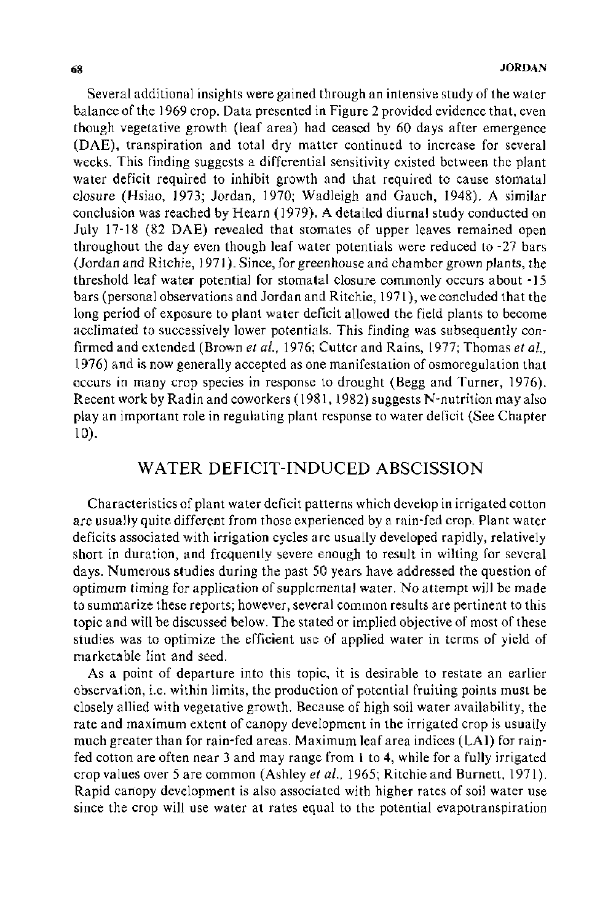Several additional insights were gained through an intensive study of the water balance of the 1969 crop. Data presented in Figure 2 provided evidence that, even though vegetative growth (leaf area) had ceased by 60 days after emergence (DAE), transpiration and total dry matter continued to increase for several weeks. This finding suggests a differential sensitivity existed between the plant water deficit required to inhibit growth and that required to cause stomatal closure (Hsiao, 1973; Jordan, 1970; Wadleigh and Gauch, 1948). A similar conclusion was reached by Hearn (1979). A detailed diurnal study conducted on July 17-18 (82 DAE) revealed that stomates of upper leaves remained open throughout the day even though leaf water potentials were reduced to -27 bars (Jordan and Ritchie, 1971). Since, for greenhouse and chamber grown plants, the threshold leaf water potential for stomatal closure commonly occurs about -15 bars (personal observations and Jordan and Ritchie, 1971), we concluded that the long period of exposure to plant water deficit allowed the field plants to become acclimated to successively lower potentials. This finding was subsequently confirmed and extended (Brown *et al.*, 1976; Cutter and Rains, 1977; Thomas *et al.*, 1976) and is now generally accepted as one manifestation of osmoregulation that occurs in many crop species in response to drought (Begg and Turner, 1976). Recent work by Radin and coworkers (1981, 1982) suggests N-nutrition may also play an important role in regulating plant response to water deficit (See Chapter 10).

## WATER DEFICIT-INDUCED ABSCISSION

Characteristics of plant water deficit patterns which develop in irrigated cotton are usually quite different from those experienced by a rain-fed crop. Plant water deficits associated with irrigation cycles are usually developed rapidly, relatively short in duration, and frequently severe enough to result in wilting for several days. Numerous studies during the past 50 years have addressed the question of optimum timing for application of supplemental water. No attempt will be made to summarize these reports; however, several common results are pertinent to this topic and will be discussed below. The stated or implied objective of most of these studies was to optimize the efficient use of applied water in terms of yield of marketable lint and seed.

As a point of departure into this topic, it is desirable to restate an earlier observation, i.e. within limits, the production of potential fruiting points must be closely allied with vegetative growth. Because of high soil water availability, the rate and maximum extent of canopy development in the irrigated crop is usually much greater than for rain-fed areas. Maximum leaf area indices (LAI) for rain-fed cotton are often near 3 and may range from 1 to 4, while for a fully irrigated crop values over 5 are common (Ashley *et al.*, 1965; Ritchie and Burnett, 1971). Rapid canopy development is also associated with higher rates of soil water use since the crop will use water at rates equal to the potential evapotranspiration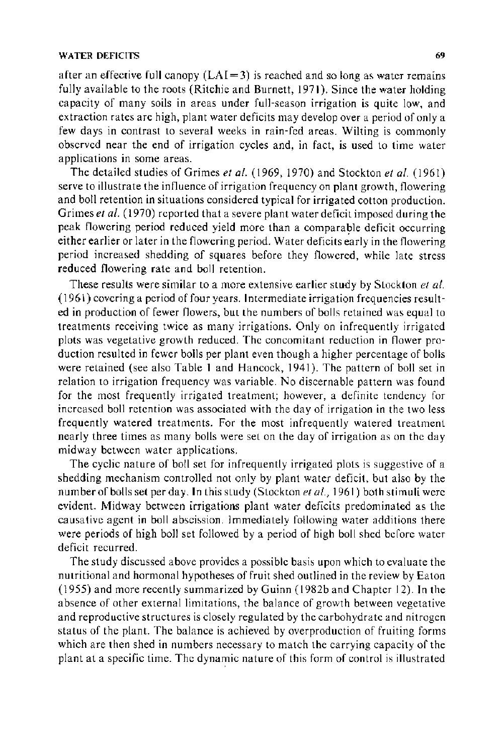after an effective full canopy (LAI = 3) is reached and so long as water remains fully available to the roots (Ritchie and Burnett, 1971). Since the water holding capacity of many soils in areas under full-season irrigation is quite low, and extraction rates are high, plant water deficits may develop over a period of only a few days in contrast to several weeks in rain-fed areas. Wilting is commonly observed near the end of irrigation cycles and, in fact, is used to time water applications in some areas.

The detailed studies of Grimes *et al.* (1969, 1970) and Stockton *et al.* (1961) serve to illustrate the influence of irrigation frequency on plant growth, flowering and boll retention in situations considered typical for irrigated cotton production. Grimes *et al.* (1970) reported that a severe plant water deficit imposed during the peak flowering period reduced yield more than a comparable deficit occurring either earlier or later in the flowering period. Water deficits early in the flowering period increased shedding of squares before they flowered, while late stress reduced flowering rate and boll retention.

These results were similar to a more extensive earlier study by Stockton *et al.* (1961) covering a period of four years. Intermediate irrigation frequencies resulted in production of fewer flowers, but the numbers of bolls retained was equal to treatments receiving twice as many irrigations. Only on infrequently irrigated plots was vegetative growth reduced. The concomitant reduction in flower production resulted in fewer bolls per plant even though a higher percentage of bolls were retained (see also Table 1 and Hancock, 1941). The pattern of boll set in relation to irrigation frequency was variable. No discernable pattern was found for the most frequently irrigated treatment; however, a definite tendency for increased boll retention was associated with the day of irrigation in the two less frequently watered treatments. For the most infrequently watered treatment nearly three times as many bolls were set on the day of irrigation as on the day midway between water applications.

The cyclic nature of boll set for infrequently irrigated plots is suggestive of a shedding mechanism controlled not only by plant water deficit, but also by the number of bolls set per day. In this study (Stockton *et al.*, 1961) both stimuli were evident. Midway between irrigations plant water deficits predominated as the causative agent in boll abscission. Immediately following water additions there were periods of high boll set followed by a period of high boll shed before water deficit recurred.

The study discussed above provides a possible basis upon which to evaluate the nutritional and hormonal hypotheses of fruit shed outlined in the review by Eaton (1955) and more recently summarized by Guinn (1982b and Chapter 12). In the absence of other external limitations, the balance of growth between vegetative and reproductive structures is closely regulated by the carbohydrate and nitrogen status of the plant. The balance is achieved by overproduction of fruiting forms which are then shed in numbers necessary to match the carrying capacity of the plant at a specific time. The dynamic nature of this form of control is illustrated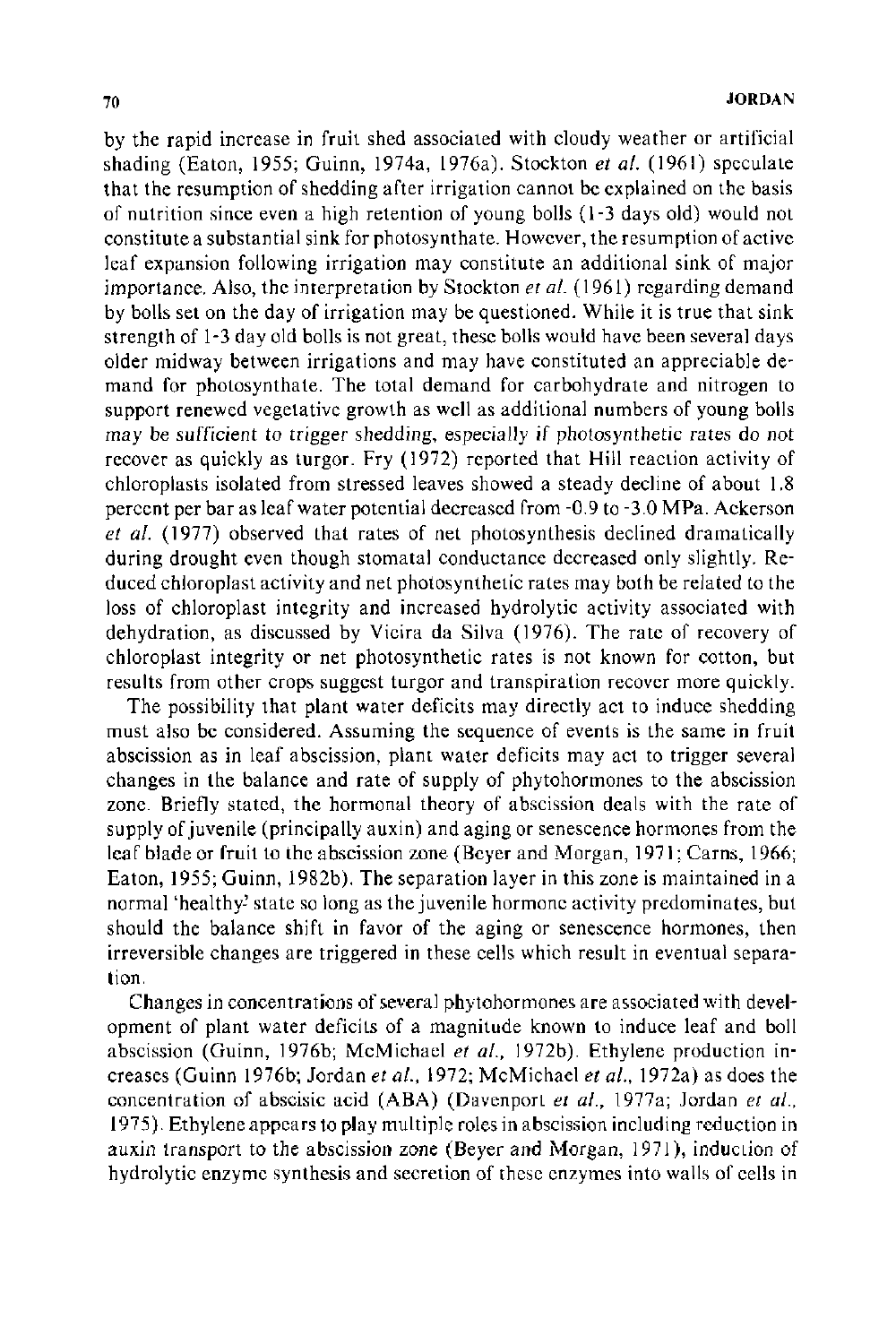by the rapid increase in fruit shed associated with cloudy weather or artificial shading (Eaton, 1955; Guinn, 1974a, 1976a). Stockton *et al.* (1961) speculate that the resumption of shedding after irrigation cannot be explained on the basis of nutrition since even a high retention of young bolls (1-3 days old) would not constitute a substantial sink for photosynthate. However, the resumption of active leaf expansion following irrigation may constitute an additional sink of major importance. Also, the interpretation by Stockton *et al.* (1961) regarding demand by bolls set on the day of irrigation may be questioned. While it is true that sink strength of 1-3 day old bolls is not great, these bolls would have been several days older midway between irrigations and may have constituted an appreciable demand for photosynthate. The total demand for carbohydrate and nitrogen to support renewed vegetative growth as well as additional numbers of young bolls *may be sufficient to trigger shedding, especially if photosynthetic rates do not* recover as quickly as turgor. Fry (1972) reported that Hill reaction activity of chloroplasts isolated from stressed leaves showed a steady decline of about 1.8 percent per bar as leaf water potential decreased from -0.9 to -3.0 MPa. Ackerson *et al.* (1977) observed that rates of net photosynthesis declined dramatically during drought even though stomatal conductance decreased only slightly. Reduced chloroplast activity and net photosynthetic rates may both be related to the loss of chloroplast integrity and increased hydrolytic activity associated with dehydration, as discussed by Vieira da Silva (1976). The rate of recovery of chloroplast integrity or net photosynthetic rates is not known for cotton, but results from other crops suggest turgor and transpiration recover more quickly.

The possibility that plant water deficits may directly act to induce shedding must also be considered. Assuming the sequence of events is the same in fruit abscission as in leaf abscission, plant water deficits may act to trigger several changes in the balance and rate of supply of phytohormones to the abscission zone. Briefly stated, the hormonal theory of abscission deals with the rate of supply of juvenile (principally auxin) and aging or senescence hormones from the leaf blade or fruit to the abscission zone (Beyer and Morgan, 1971; Carns, 1966; Eaton, 1955; Guinn, 1982b). The separation layer in this zone is maintained in a normal 'healthy' state so long as the juvenile hormone activity predominates, but should the balance shift in favor of the aging or senescence hormones, then irreversible changes are triggered in these cells which result in eventual separation.

Changes in concentrations of several phytohormones are associated with development of plant water deficits of a magnitude known to induce leaf and boll abscission (Guinn, 1976b; McMichael *et al.*, 1972b). Ethylene production increases (Guinn 1976b; Jordan *et al.*, 1972; McMichael *et al.*, 1972a) as does the concentration of abscisic acid (ABA) (Davenport *et al.*, 1977a; Jordan *et al.*, 1975). Ethylene appears to play multiple roles in abscission including reduction in auxin transport to the abscission zone (Beyer and Morgan, 1971), induction of hydrolytic enzyme synthesis and secretion of these enzymes into walls of cells in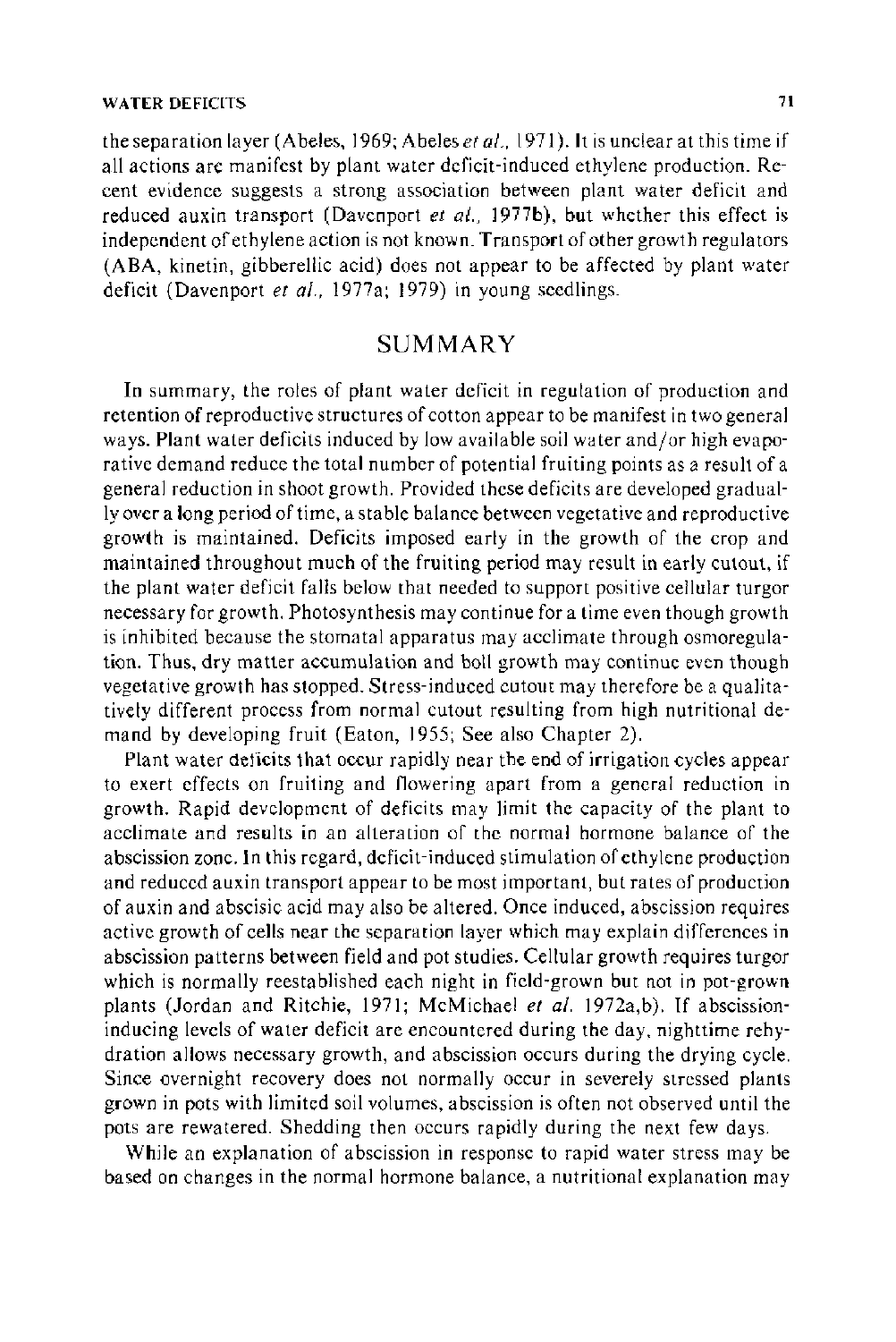the separation layer (Abeles, 1969; Abeles *et al.*, 1971). It is unclear at this time if all actions are manifest by plant water deficit-induced ethylene production. Recent evidence suggests a strong association between plant water deficit and reduced auxin transport (Davenport *et al.*, 1977b), but whether this effect is independent of ethylene action is not known. Transport of other growth regulators (ABA, kinetin, gibberellic acid) does not appear to be affected by plant water deficit (Davenport *et al.*, 1977a; 1979) in young seedlings.

## SUMMARY

In summary, the roles of plant water deficit in regulation of production and retention of reproductive structures of cotton appear to be manifest in two general ways. Plant water deficits induced by low available soil water and/or high evaporative demand reduce the total number of potential fruiting points as a result of a general reduction in shoot growth. Provided these deficits are developed gradually over a long period of time, a stable balance between vegetative and reproductive growth is maintained. Deficits imposed early in the growth of the crop and maintained throughout much of the fruiting period may result in early cutout, if the plant water deficit falls below that needed to support positive cellular turgor necessary for growth. Photosynthesis may continue for a time even though growth is inhibited because the stomatal apparatus may acclimate through osmoregulation. Thus, dry matter accumulation and boll growth may continue even though vegetative growth has stopped. Stress-induced cutout may therefore be a qualitatively different process from normal cutout resulting from high nutritional demand by developing fruit (Eaton, 1955; See also Chapter 2).

Plant water deficits that occur rapidly near the end of irrigation cycles appear to exert effects on fruiting and flowering apart from a general reduction in growth. Rapid development of deficits may limit the capacity of the plant to acclimate and results in an alteration of the normal hormone balance of the abscission zone. In this regard, deficit-induced stimulation of ethylene production and reduced auxin transport appear to be most important, but rates of production of auxin and abscisic acid may also be altered. Once induced, abscission requires active growth of cells near the separation layer which may explain differences in abscission patterns between field and pot studies. Cellular growth requires turgor which is normally reestablished each night in field-grown but not in pot-grown plants (Jordan and Ritchie, 1971; McMichael *et al.* 1972a,b). If abscission-inducing levels of water deficit are encountered during the day, nighttime rehydration allows necessary growth, and abscission occurs during the drying cycle. Since overnight recovery does not normally occur in severely stressed plants grown in pots with limited soil volumes, abscission is often not observed until the pots are rewatered. Shedding then occurs rapidly during the next few days.

While an explanation of abscission in response to rapid water stress may be based on changes in the normal hormone balance, a nutritional explanation may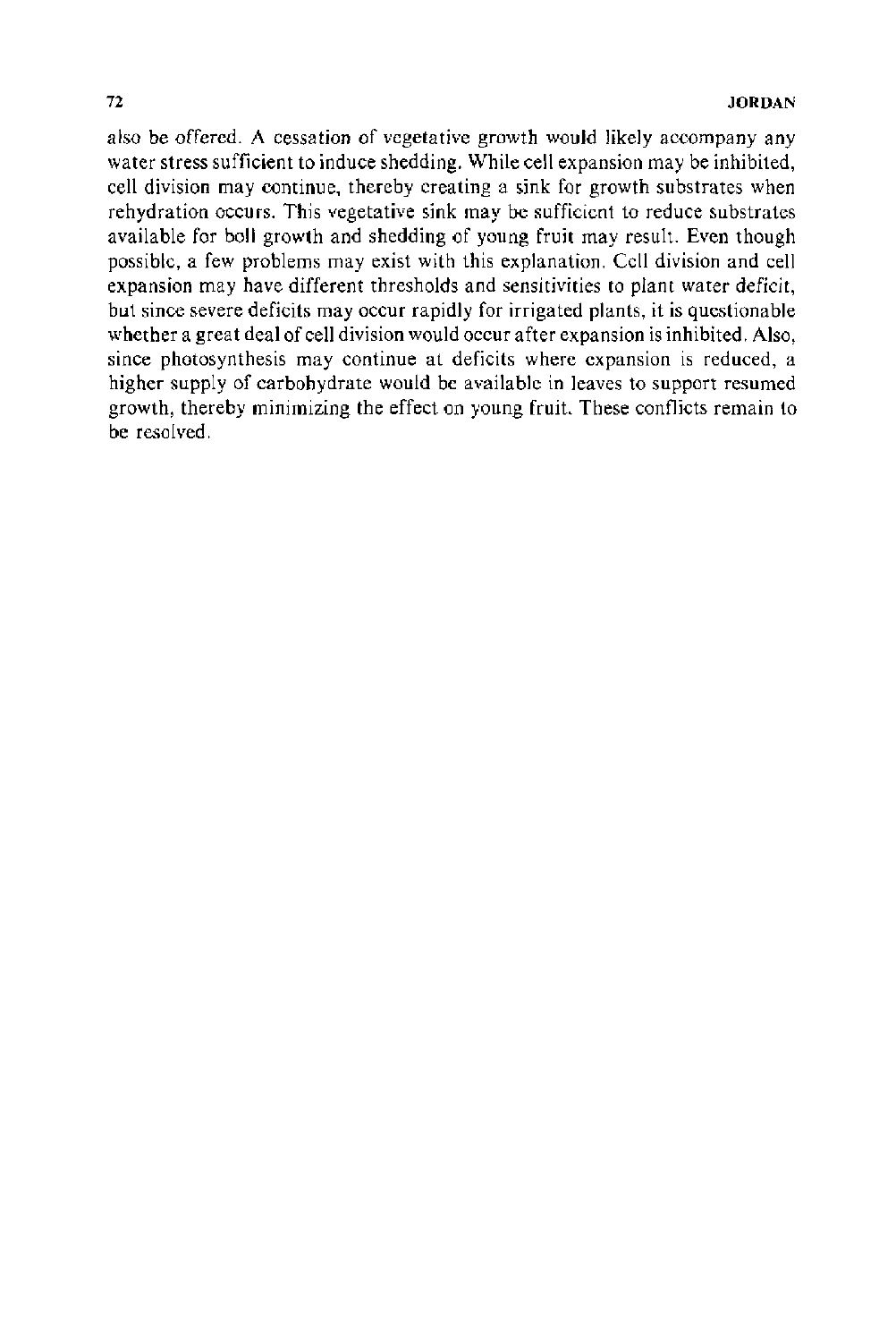also be offered. A cessation of vegetative growth would likely accompany any water stress sufficient to induce shedding. While cell expansion may be inhibited, cell division may continue, thereby creating a sink for growth substrates when rehydration occurs. This vegetative sink may be sufficient to reduce substrates available for boll growth and shedding of young fruit may result. Even though possible, a few problems may exist with this explanation. Cell division and cell expansion may have different thresholds and sensitivities to plant water deficit, but since severe deficits may occur rapidly for irrigated plants, it is questionable whether a great deal of cell division would occur after expansion is inhibited. Also, since photosynthesis may continue at deficits where expansion is reduced, a higher supply of carbohydrate would be available in leaves to support resumed growth, thereby minimizing the effect on young fruit. These conflicts remain to be resolved.